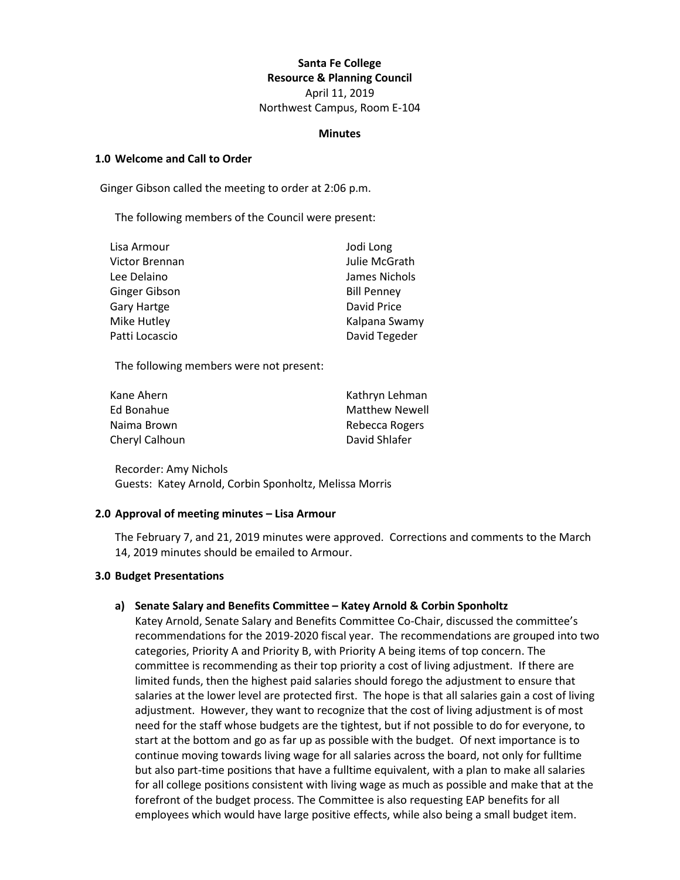**Santa Fe College**
**Resource & Planning Council**
April 11, 2019
Northwest Campus, Room E-104

**Minutes**

### 1.0 Welcome and Call to Order

Ginger Gibson called the meeting to order at 2:06 p.m.

The following members of the Council were present:

| | |
|---|---|
| Lisa Armour | Jodi Long |
| Victor Brennan | Julie McGrath |
| Lee Delaino | James Nichols |
| Ginger Gibson | Bill Penney |
| Gary Hartge | David Price |
| Mike Hutley | Kalpana Swamy |
| Patti Locascio | David Tegeder |

The following members were not present:

| | |
|---|---|
| Kane Ahern | Kathryn Lehman |
| Ed Bonahue | Matthew Newell |
| Naima Brown | Rebecca Rogers |
| Cheryl Calhoun | David Shlafer |

Recorder: Amy Nichols
Guests: Katey Arnold, Corbin Sponholtz, Melissa Morris

### 2.0 Approval of meeting minutes – Lisa Armour

The February 7, and 21, 2019 minutes were approved. Corrections and comments to the March 14, 2019 minutes should be emailed to Armour.

### 3.0 Budget Presentations

**a) Senate Salary and Benefits Committee – Katey Arnold & Corbin Sponholtz**

Katey Arnold, Senate Salary and Benefits Committee Co-Chair, discussed the committee's recommendations for the 2019-2020 fiscal year. The recommendations are grouped into two categories, Priority A and Priority B, with Priority A being items of top concern. The committee is recommending as their top priority a cost of living adjustment. If there are limited funds, then the highest paid salaries should forego the adjustment to ensure that salaries at the lower level are protected first. The hope is that all salaries gain a cost of living adjustment. However, they want to recognize that the cost of living adjustment is of most need for the staff whose budgets are the tightest, but if not possible to do for everyone, to start at the bottom and go as far up as possible with the budget. Of next importance is to continue moving towards living wage for all salaries across the board, not only for fulltime but also part-time positions that have a fulltime equivalent, with a plan to make all salaries for all college positions consistent with living wage as much as possible and make that at the forefront of the budget process. The Committee is also requesting EAP benefits for all employees which would have large positive effects, while also being a small budget item.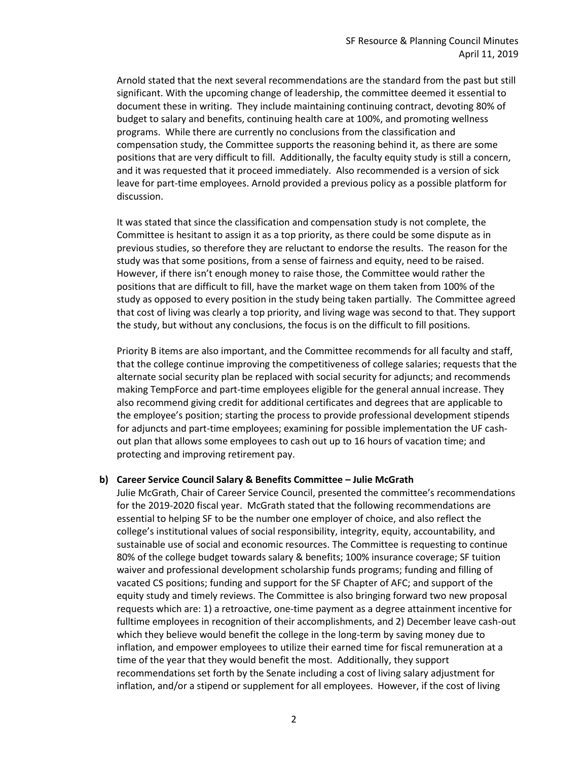Arnold stated that the next several recommendations are the standard from the past but still significant. With the upcoming change of leadership, the committee deemed it essential to document these in writing. They include maintaining continuing contract, devoting 80% of budget to salary and benefits, continuing health care at 100%, and promoting wellness programs. While there are currently no conclusions from the classification and compensation study, the Committee supports the reasoning behind it, as there are some positions that are very difficult to fill. Additionally, the faculty equity study is still a concern, and it was requested that it proceed immediately. Also recommended is a version of sick leave for part-time employees. Arnold provided a previous policy as a possible platform for discussion.

It was stated that since the classification and compensation study is not complete, the Committee is hesitant to assign it as a top priority, as there could be some dispute as in previous studies, so therefore they are reluctant to endorse the results. The reason for the study was that some positions, from a sense of fairness and equity, need to be raised. However, if there isn't enough money to raise those, the Committee would rather the positions that are difficult to fill, have the market wage on them taken from 100% of the study as opposed to every position in the study being taken partially. The Committee agreed that cost of living was clearly a top priority, and living wage was second to that. They support the study, but without any conclusions, the focus is on the difficult to fill positions.

Priority B items are also important, and the Committee recommends for all faculty and staff, that the college continue improving the competitiveness of college salaries; requests that the alternate social security plan be replaced with social security for adjuncts; and recommends making TempForce and part-time employees eligible for the general annual increase. They also recommend giving credit for additional certificates and degrees that are applicable to the employee's position; starting the process to provide professional development stipends for adjuncts and part-time employees; examining for possible implementation the UF cash-out plan that allows some employees to cash out up to 16 hours of vacation time; and protecting and improving retirement pay.

**b) Career Service Council Salary & Benefits Committee – Julie McGrath**

Julie McGrath, Chair of Career Service Council, presented the committee's recommendations for the 2019-2020 fiscal year. McGrath stated that the following recommendations are essential to helping SF to be the number one employer of choice, and also reflect the college's institutional values of social responsibility, integrity, equity, accountability, and sustainable use of social and economic resources. The Committee is requesting to continue 80% of the college budget towards salary & benefits; 100% insurance coverage; SF tuition waiver and professional development scholarship funds programs; funding and filling of vacated CS positions; funding and support for the SF Chapter of AFC; and support of the equity study and timely reviews. The Committee is also bringing forward two new proposal requests which are: 1) a retroactive, one-time payment as a degree attainment incentive for fulltime employees in recognition of their accomplishments, and 2) December leave cash-out which they believe would benefit the college in the long-term by saving money due to inflation, and empower employees to utilize their earned time for fiscal remuneration at a time of the year that they would benefit the most. Additionally, they support recommendations set forth by the Senate including a cost of living salary adjustment for inflation, and/or a stipend or supplement for all employees. However, if the cost of living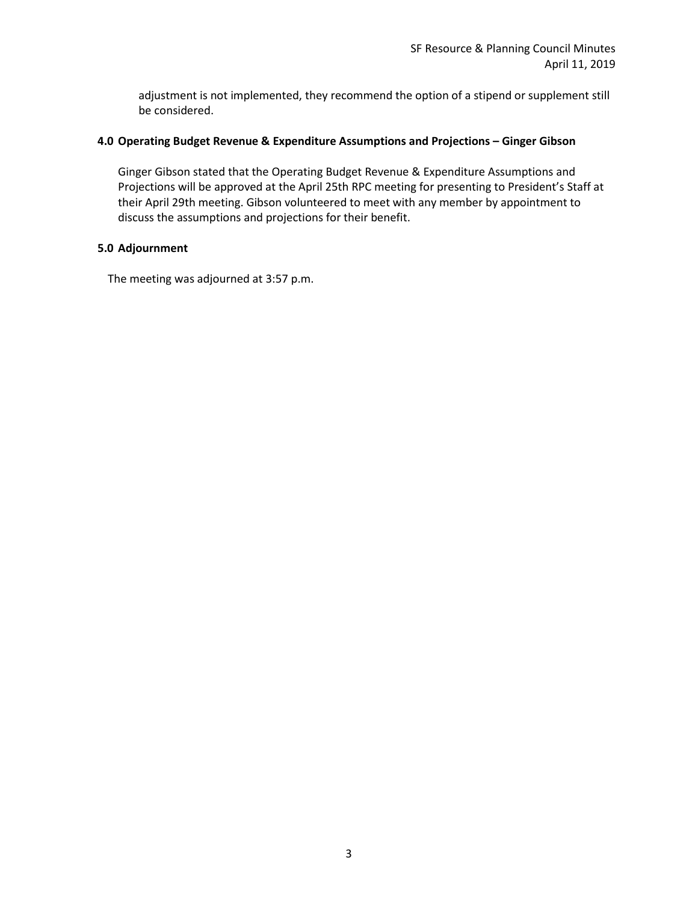adjustment is not implemented, they recommend the option of a stipend or supplement still be considered.

**4.0 Operating Budget Revenue & Expenditure Assumptions and Projections – Ginger Gibson**

Ginger Gibson stated that the Operating Budget Revenue & Expenditure Assumptions and Projections will be approved at the April 25th RPC meeting for presenting to President's Staff at their April 29th meeting. Gibson volunteered to meet with any member by appointment to discuss the assumptions and projections for their benefit.

**5.0 Adjournment**

The meeting was adjourned at 3:57 p.m.